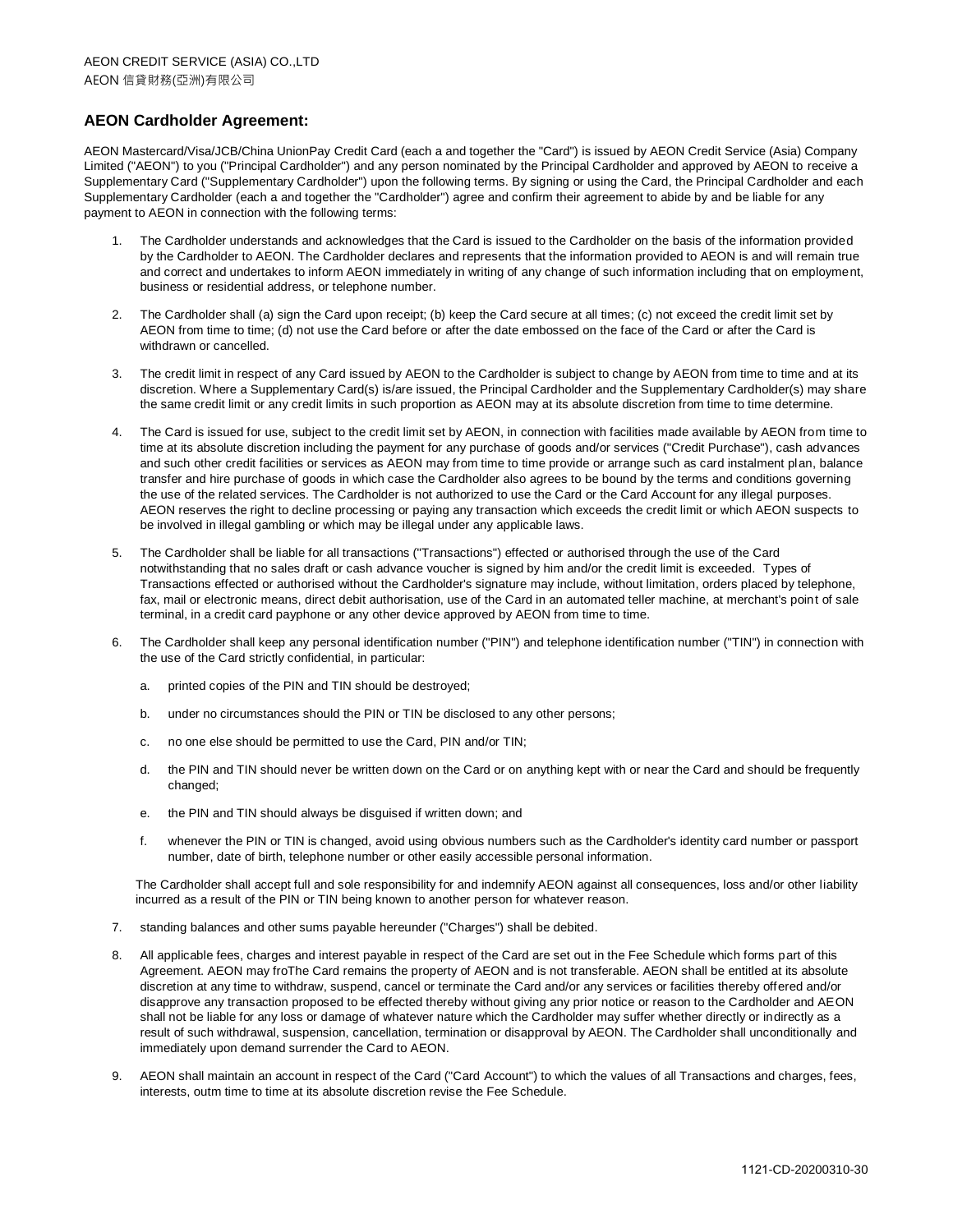AEON CREDIT SERVICE (ASIA) CO.,LTD
AEON 信貸財務(亞洲)有限公司

## AEON Cardholder Agreement:

AEON Mastercard/Visa/JCB/China UnionPay Credit Card (each a and together the "Card") is issued by AEON Credit Service (Asia) Company Limited ("AEON") to you ("Principal Cardholder") and any person nominated by the Principal Cardholder and approved by AEON to receive a Supplementary Card ("Supplementary Cardholder") upon the following terms. By signing or using the Card, the Principal Cardholder and each Supplementary Cardholder (each a and together the "Cardholder") agree and confirm their agreement to abide by and be liable for any payment to AEON in connection with the following terms:

1. The Cardholder understands and acknowledges that the Card is issued to the Cardholder on the basis of the information provided by the Cardholder to AEON. The Cardholder declares and represents that the information provided to AEON is and will remain true and correct and undertakes to inform AEON immediately in writing of any change of such information including that on employment, business or residential address, or telephone number.

2. The Cardholder shall (a) sign the Card upon receipt; (b) keep the Card secure at all times; (c) not exceed the credit limit set by AEON from time to time; (d) not use the Card before or after the date embossed on the face of the Card or after the Card is withdrawn or cancelled.

3. The credit limit in respect of any Card issued by AEON to the Cardholder is subject to change by AEON from time to time and at its discretion. Where a Supplementary Card(s) is/are issued, the Principal Cardholder and the Supplementary Cardholder(s) may share the same credit limit or any credit limits in such proportion as AEON may at its absolute discretion from time to time determine.

4. The Card is issued for use, subject to the credit limit set by AEON, in connection with facilities made available by AEON from time to time at its absolute discretion including the payment for any purchase of goods and/or services ("Credit Purchase"), cash advances and such other credit facilities or services as AEON may from time to time provide or arrange such as card instalment plan, balance transfer and hire purchase of goods in which case the Cardholder also agrees to be bound by the terms and conditions governing the use of the related services. The Cardholder is not authorized to use the Card or the Card Account for any illegal purposes. AEON reserves the right to decline processing or paying any transaction which exceeds the credit limit or which AEON suspects to be involved in illegal gambling or which may be illegal under any applicable laws.

5. The Cardholder shall be liable for all transactions ("Transactions") effected or authorised through the use of the Card notwithstanding that no sales draft or cash advance voucher is signed by him and/or the credit limit is exceeded. Types of Transactions effected or authorised without the Cardholder's signature may include, without limitation, orders placed by telephone, fax, mail or electronic means, direct debit authorisation, use of the Card in an automated teller machine, at merchant's point of sale terminal, in a credit card payphone or any other device approved by AEON from time to time.

6. The Cardholder shall keep any personal identification number ("PIN") and telephone identification number ("TIN") in connection with the use of the Card strictly confidential, in particular:

   a. printed copies of the PIN and TIN should be destroyed;

   b. under no circumstances should the PIN or TIN be disclosed to any other persons;

   c. no one else should be permitted to use the Card, PIN and/or TIN;

   d. the PIN and TIN should never be written down on the Card or on anything kept with or near the Card and should be frequently changed;

   e. the PIN and TIN should always be disguised if written down; and

   f. whenever the PIN or TIN is changed, avoid using obvious numbers such as the Cardholder's identity card number or passport number, date of birth, telephone number or other easily accessible personal information.

   The Cardholder shall accept full and sole responsibility for and indemnify AEON against all consequences, loss and/or other liability incurred as a result of the PIN or TIN being known to another person for whatever reason.

7. standing balances and other sums payable hereunder ("Charges") shall be debited.

8. All applicable fees, charges and interest payable in respect of the Card are set out in the Fee Schedule which forms part of this Agreement. AEON may froThe Card remains the property of AEON and is not transferable. AEON shall be entitled at its absolute discretion at any time to withdraw, suspend, cancel or terminate the Card and/or any services or facilities thereby offered and/or disapprove any transaction proposed to be effected thereby without giving any prior notice or reason to the Cardholder and AEON shall not be liable for any loss or damage of whatever nature which the Cardholder may suffer whether directly or indirectly as a result of such withdrawal, suspension, cancellation, termination or disapproval by AEON. The Cardholder shall unconditionally and immediately upon demand surrender the Card to AEON.

9. AEON shall maintain an account in respect of the Card ("Card Account") to which the values of all Transactions and charges, fees, interests, outm time to time at its absolute discretion revise the Fee Schedule.

1121-CD-20200310-30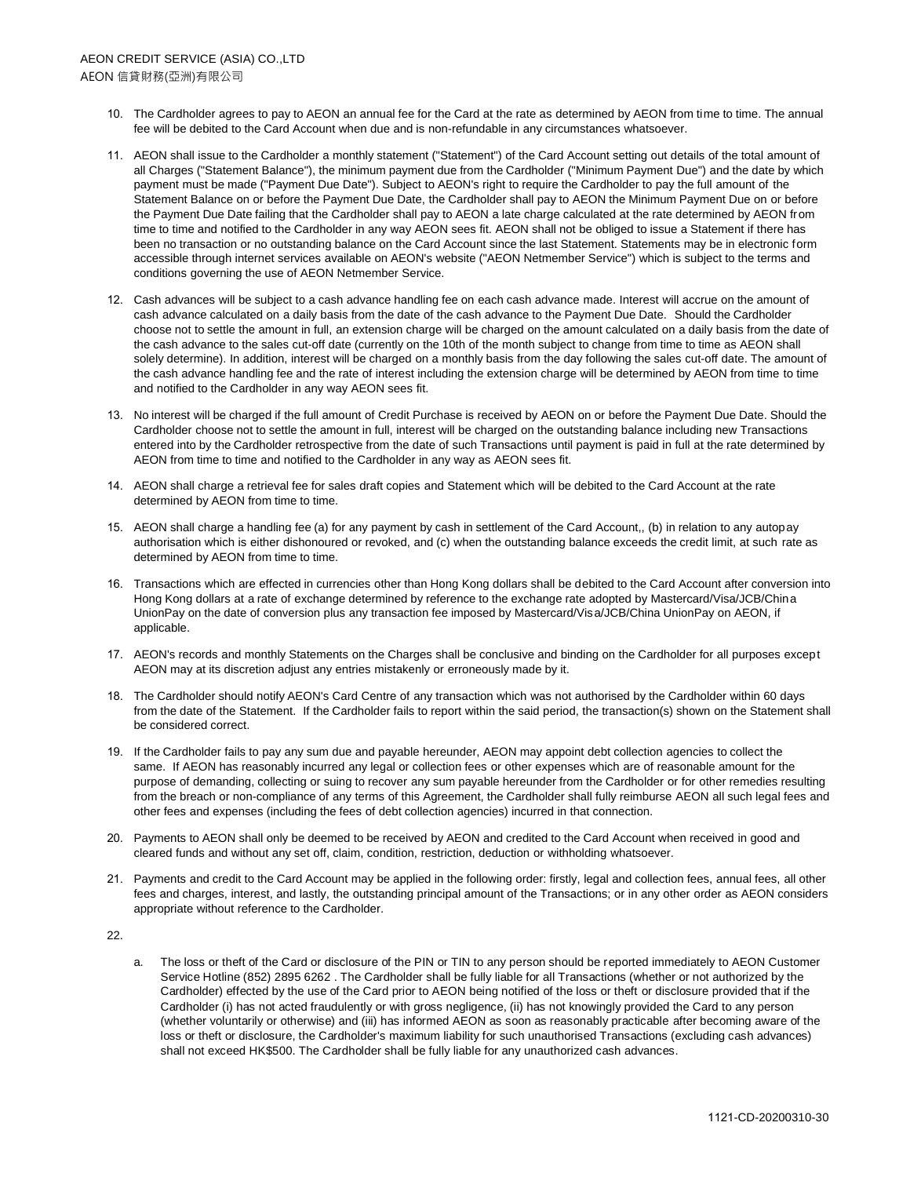10. The Cardholder agrees to pay to AEON an annual fee for the Card at the rate as determined by AEON from time to time. The annual fee will be debited to the Card Account when due and is non-refundable in any circumstances whatsoever.

11. AEON shall issue to the Cardholder a monthly statement ("Statement") of the Card Account setting out details of the total amount of all Charges ("Statement Balance"), the minimum payment due from the Cardholder ("Minimum Payment Due") and the date by which payment must be made ("Payment Due Date"). Subject to AEON's right to require the Cardholder to pay the full amount of the Statement Balance on or before the Payment Due Date, the Cardholder shall pay to AEON the Minimum Payment Due on or before the Payment Due Date failing that the Cardholder shall pay to AEON a late charge calculated at the rate determined by AEON from time to time and notified to the Cardholder in any way AEON sees fit. AEON shall not be obliged to issue a Statement if there has been no transaction or no outstanding balance on the Card Account since the last Statement. Statements may be in electronic form accessible through internet services available on AEON's website ("AEON Netmember Service") which is subject to the terms and conditions governing the use of AEON Netmember Service.

12. Cash advances will be subject to a cash advance handling fee on each cash advance made. Interest will accrue on the amount of cash advance calculated on a daily basis from the date of the cash advance to the Payment Due Date. Should the Cardholder choose not to settle the amount in full, an extension charge will be charged on the amount calculated on a daily basis from the date of the cash advance to the sales cut-off date (currently on the 10th of the month subject to change from time to time as AEON shall solely determine). In addition, interest will be charged on a monthly basis from the day following the sales cut-off date. The amount of the cash advance handling fee and the rate of interest including the extension charge will be determined by AEON from time to time and notified to the Cardholder in any way AEON sees fit.

13. No interest will be charged if the full amount of Credit Purchase is received by AEON on or before the Payment Due Date. Should the Cardholder choose not to settle the amount in full, interest will be charged on the outstanding balance including new Transactions entered into by the Cardholder retrospective from the date of such Transactions until payment is paid in full at the rate determined by AEON from time to time and notified to the Cardholder in any way as AEON sees fit.

14. AEON shall charge a retrieval fee for sales draft copies and Statement which will be debited to the Card Account at the rate determined by AEON from time to time.

15. AEON shall charge a handling fee (a) for any payment by cash in settlement of the Card Account,, (b) in relation to any autopay authorisation which is either dishonoured or revoked, and (c) when the outstanding balance exceeds the credit limit, at such rate as determined by AEON from time to time.

16. Transactions which are effected in currencies other than Hong Kong dollars shall be debited to the Card Account after conversion into Hong Kong dollars at a rate of exchange determined by reference to the exchange rate adopted by Mastercard/Visa/JCB/China UnionPay on the date of conversion plus any transaction fee imposed by Mastercard/Visa/JCB/China UnionPay on AEON, if applicable.

17. AEON's records and monthly Statements on the Charges shall be conclusive and binding on the Cardholder for all purposes except AEON may at its discretion adjust any entries mistakenly or erroneously made by it.

18. The Cardholder should notify AEON's Card Centre of any transaction which was not authorised by the Cardholder within 60 days from the date of the Statement. If the Cardholder fails to report within the said period, the transaction(s) shown on the Statement shall be considered correct.

19. If the Cardholder fails to pay any sum due and payable hereunder, AEON may appoint debt collection agencies to collect the same. If AEON has reasonably incurred any legal or collection fees or other expenses which are of reasonable amount for the purpose of demanding, collecting or suing to recover any sum payable hereunder from the Cardholder or for other remedies resulting from the breach or non-compliance of any terms of this Agreement, the Cardholder shall fully reimburse AEON all such legal fees and other fees and expenses (including the fees of debt collection agencies) incurred in that connection.

20. Payments to AEON shall only be deemed to be received by AEON and credited to the Card Account when received in good and cleared funds and without any set off, claim, condition, restriction, deduction or withholding whatsoever.

21. Payments and credit to the Card Account may be applied in the following order: firstly, legal and collection fees, annual fees, all other fees and charges, interest, and lastly, the outstanding principal amount of the Transactions; or in any other order as AEON considers appropriate without reference to the Cardholder.

22.
    a. The loss or theft of the Card or disclosure of the PIN or TIN to any person should be reported immediately to AEON Customer Service Hotline (852) 2895 6262 . The Cardholder shall be fully liable for all Transactions (whether or not authorized by the Cardholder) effected by the use of the Card prior to AEON being notified of the loss or theft or disclosure provided that if the Cardholder (i) has not acted fraudulently or with gross negligence, (ii) has not knowingly provided the Card to any person (whether voluntarily or otherwise) and (iii) has informed AEON as soon as reasonably practicable after becoming aware of the loss or theft or disclosure, the Cardholder's maximum liability for such unauthorised Transactions (excluding cash advances) shall not exceed HK$500. The Cardholder shall be fully liable for any unauthorized cash advances.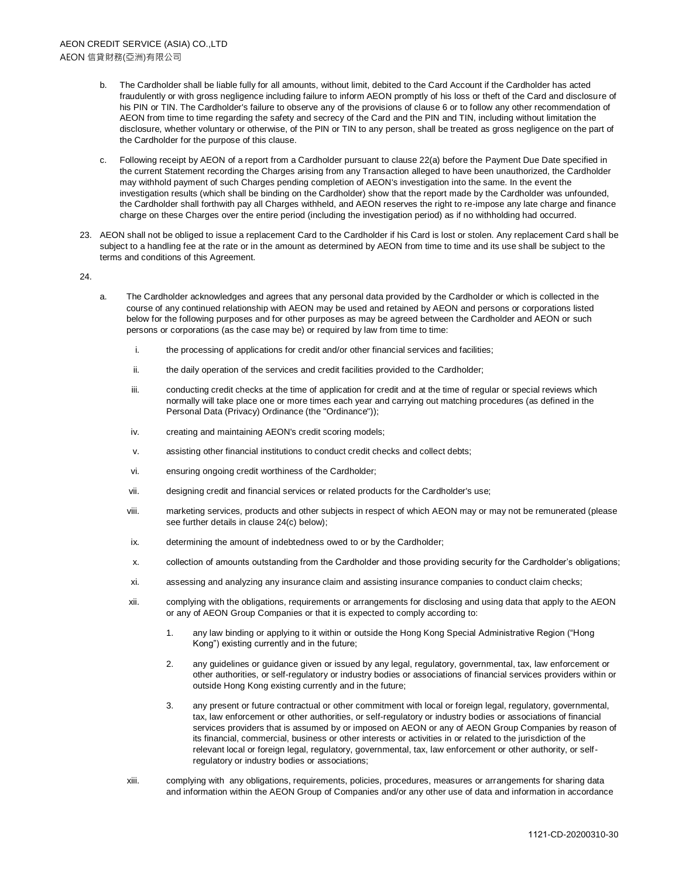b. The Cardholder shall be liable fully for all amounts, without limit, debited to the Card Account if the Cardholder has acted fraudulently or with gross negligence including failure to inform AEON promptly of his loss or theft of the Card and disclosure of his PIN or TIN. The Cardholder's failure to observe any of the provisions of clause 6 or to follow any other recommendation of AEON from time to time regarding the safety and secrecy of the Card and the PIN and TIN, including without limitation the disclosure, whether voluntary or otherwise, of the PIN or TIN to any person, shall be treated as gross negligence on the part of the Cardholder for the purpose of this clause.

c. Following receipt by AEON of a report from a Cardholder pursuant to clause 22(a) before the Payment Due Date specified in the current Statement recording the Charges arising from any Transaction alleged to have been unauthorized, the Cardholder may withhold payment of such Charges pending completion of AEON's investigation into the same. In the event the investigation results (which shall be binding on the Cardholder) show that the report made by the Cardholder was unfounded, the Cardholder shall forthwith pay all Charges withheld, and AEON reserves the right to re-impose any late charge and finance charge on these Charges over the entire period (including the investigation period) as if no withholding had occurred.

23. AEON shall not be obliged to issue a replacement Card to the Cardholder if his Card is lost or stolen. Any replacement Card shall be subject to a handling fee at the rate or in the amount as determined by AEON from time to time and its use shall be subject to the terms and conditions of this Agreement.

24.

a. The Cardholder acknowledges and agrees that any personal data provided by the Cardholder or which is collected in the course of any continued relationship with AEON may be used and retained by AEON and persons or corporations listed below for the following purposes and for other purposes as may be agreed between the Cardholder and AEON or such persons or corporations (as the case may be) or required by law from time to time:

i. the processing of applications for credit and/or other financial services and facilities;

ii. the daily operation of the services and credit facilities provided to the Cardholder;

iii. conducting credit checks at the time of application for credit and at the time of regular or special reviews which normally will take place one or more times each year and carrying out matching procedures (as defined in the Personal Data (Privacy) Ordinance (the "Ordinance"));

iv. creating and maintaining AEON's credit scoring models;

v. assisting other financial institutions to conduct credit checks and collect debts;

vi. ensuring ongoing credit worthiness of the Cardholder;

vii. designing credit and financial services or related products for the Cardholder's use;

viii. marketing services, products and other subjects in respect of which AEON may or may not be remunerated (please see further details in clause 24(c) below);

ix. determining the amount of indebtedness owed to or by the Cardholder;

x. collection of amounts outstanding from the Cardholder and those providing security for the Cardholder's obligations;

xi. assessing and analyzing any insurance claim and assisting insurance companies to conduct claim checks;

xii. complying with the obligations, requirements or arrangements for disclosing and using data that apply to the AEON or any of AEON Group Companies or that it is expected to comply according to:

1. any law binding or applying to it within or outside the Hong Kong Special Administrative Region ("Hong Kong") existing currently and in the future;

2. any guidelines or guidance given or issued by any legal, regulatory, governmental, tax, law enforcement or other authorities, or self-regulatory or industry bodies or associations of financial services providers within or outside Hong Kong existing currently and in the future;

3. any present or future contractual or other commitment with local or foreign legal, regulatory, governmental, tax, law enforcement or other authorities, or self-regulatory or industry bodies or associations of financial services providers that is assumed by or imposed on AEON or any of AEON Group Companies by reason of its financial, commercial, business or other interests or activities in or related to the jurisdiction of the relevant local or foreign legal, regulatory, governmental, tax, law enforcement or other authority, or self-regulatory or industry bodies or associations;

xiii. complying with any obligations, requirements, policies, procedures, measures or arrangements for sharing data and information within the AEON Group of Companies and/or any other use of data and information in accordance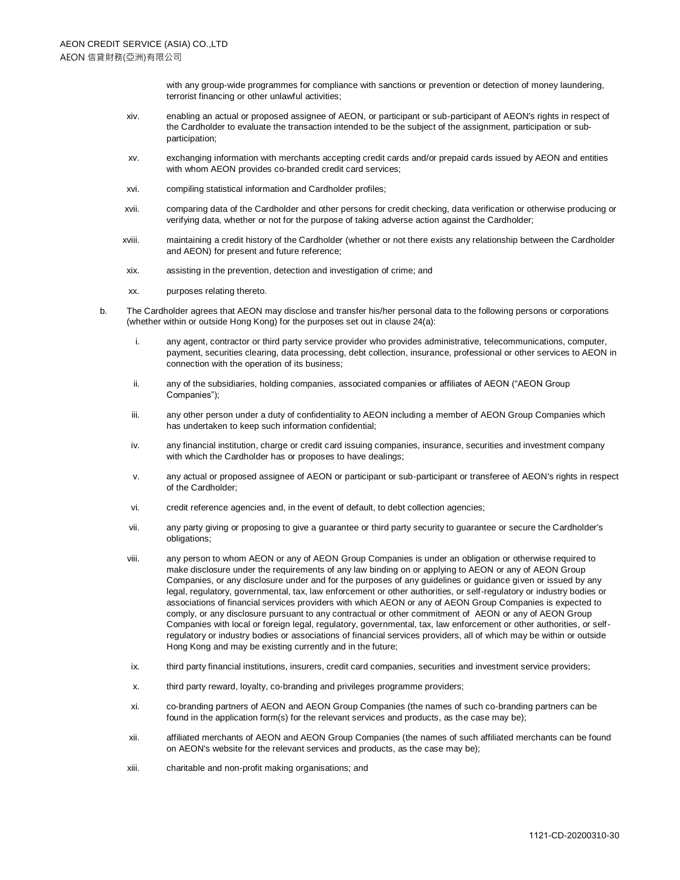with any group-wide programmes for compliance with sanctions or prevention or detection of money laundering, terrorist financing or other unlawful activities;

xiv. enabling an actual or proposed assignee of AEON, or participant or sub-participant of AEON's rights in respect of the Cardholder to evaluate the transaction intended to be the subject of the assignment, participation or sub-participation;

xv. exchanging information with merchants accepting credit cards and/or prepaid cards issued by AEON and entities with whom AEON provides co-branded credit card services;

xvi. compiling statistical information and Cardholder profiles;

xvii. comparing data of the Cardholder and other persons for credit checking, data verification or otherwise producing or verifying data, whether or not for the purpose of taking adverse action against the Cardholder;

xviii. maintaining a credit history of the Cardholder (whether or not there exists any relationship between the Cardholder and AEON) for present and future reference;

xix. assisting in the prevention, detection and investigation of crime; and

xx. purposes relating thereto.

b. The Cardholder agrees that AEON may disclose and transfer his/her personal data to the following persons or corporations (whether within or outside Hong Kong) for the purposes set out in clause 24(a):

i. any agent, contractor or third party service provider who provides administrative, telecommunications, computer, payment, securities clearing, data processing, debt collection, insurance, professional or other services to AEON in connection with the operation of its business;

ii. any of the subsidiaries, holding companies, associated companies or affiliates of AEON ("AEON Group Companies");

iii. any other person under a duty of confidentiality to AEON including a member of AEON Group Companies which has undertaken to keep such information confidential;

iv. any financial institution, charge or credit card issuing companies, insurance, securities and investment company with which the Cardholder has or proposes to have dealings;

v. any actual or proposed assignee of AEON or participant or sub-participant or transferee of AEON's rights in respect of the Cardholder;

vi. credit reference agencies and, in the event of default, to debt collection agencies;

vii. any party giving or proposing to give a guarantee or third party security to guarantee or secure the Cardholder's obligations;

viii. any person to whom AEON or any of AEON Group Companies is under an obligation or otherwise required to make disclosure under the requirements of any law binding on or applying to AEON or any of AEON Group Companies, or any disclosure under and for the purposes of any guidelines or guidance given or issued by any legal, regulatory, governmental, tax, law enforcement or other authorities, or self-regulatory or industry bodies or associations of financial services providers with which AEON or any of AEON Group Companies is expected to comply, or any disclosure pursuant to any contractual or other commitment of AEON or any of AEON Group Companies with local or foreign legal, regulatory, governmental, tax, law enforcement or other authorities, or self-regulatory or industry bodies or associations of financial services providers, all of which may be within or outside Hong Kong and may be existing currently and in the future;

ix. third party financial institutions, insurers, credit card companies, securities and investment service providers;

x. third party reward, loyalty, co-branding and privileges programme providers;

xi. co-branding partners of AEON and AEON Group Companies (the names of such co-branding partners can be found in the application form(s) for the relevant services and products, as the case may be);

xii. affiliated merchants of AEON and AEON Group Companies (the names of such affiliated merchants can be found on AEON's website for the relevant services and products, as the case may be);

xiii. charitable and non-profit making organisations; and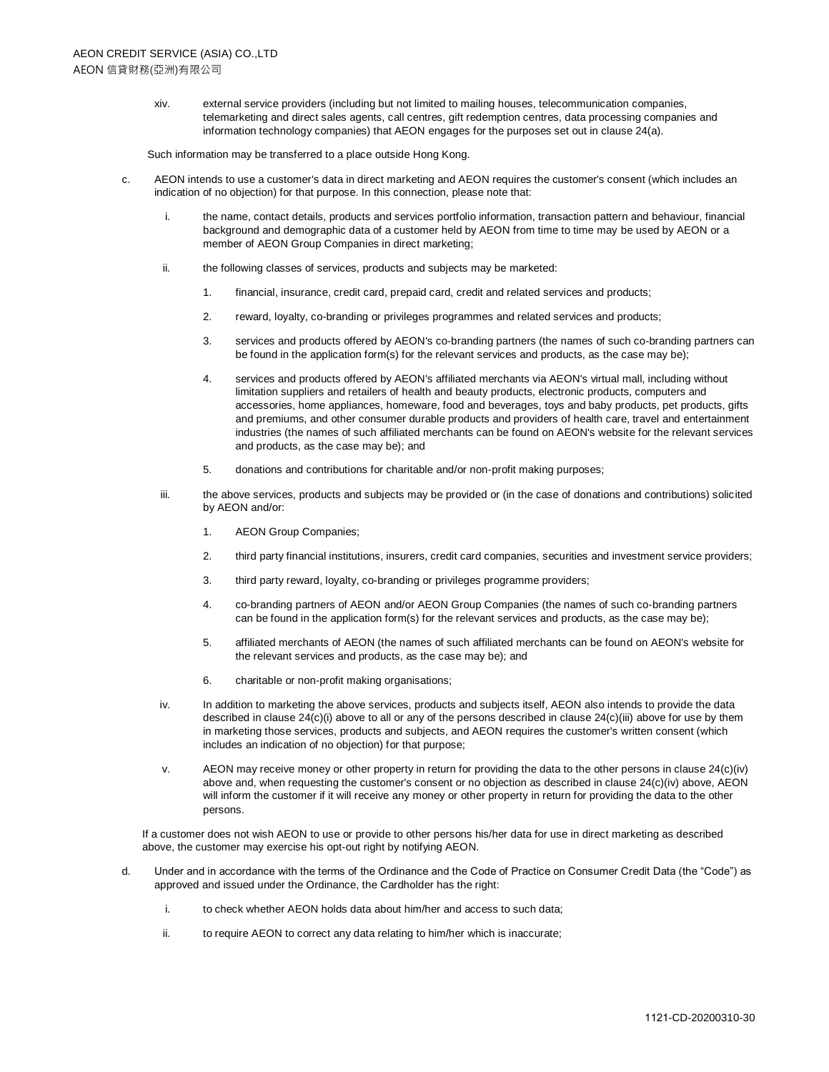xiv. external service providers (including but not limited to mailing houses, telecommunication companies, telemarketing and direct sales agents, call centres, gift redemption centres, data processing companies and information technology companies) that AEON engages for the purposes set out in clause 24(a).

Such information may be transferred to a place outside Hong Kong.

c. AEON intends to use a customer's data in direct marketing and AEON requires the customer's consent (which includes an indication of no objection) for that purpose. In this connection, please note that:

   i. the name, contact details, products and services portfolio information, transaction pattern and behaviour, financial background and demographic data of a customer held by AEON from time to time may be used by AEON or a member of AEON Group Companies in direct marketing;

   ii. the following classes of services, products and subjects may be marketed:

      1. financial, insurance, credit card, prepaid card, credit and related services and products;

      2. reward, loyalty, co-branding or privileges programmes and related services and products;

      3. services and products offered by AEON's co-branding partners (the names of such co-branding partners can be found in the application form(s) for the relevant services and products, as the case may be);

      4. services and products offered by AEON's affiliated merchants via AEON's virtual mall, including without limitation suppliers and retailers of health and beauty products, electronic products, computers and accessories, home appliances, homeware, food and beverages, toys and baby products, pet products, gifts and premiums, and other consumer durable products and providers of health care, travel and entertainment industries (the names of such affiliated merchants can be found on AEON's website for the relevant services and products, as the case may be); and

      5. donations and contributions for charitable and/or non-profit making purposes;

   iii. the above services, products and subjects may be provided or (in the case of donations and contributions) solicited by AEON and/or:

      1. AEON Group Companies;

      2. third party financial institutions, insurers, credit card companies, securities and investment service providers;

      3. third party reward, loyalty, co-branding or privileges programme providers;

      4. co-branding partners of AEON and/or AEON Group Companies (the names of such co-branding partners can be found in the application form(s) for the relevant services and products, as the case may be);

      5. affiliated merchants of AEON (the names of such affiliated merchants can be found on AEON's website for the relevant services and products, as the case may be); and

      6. charitable or non-profit making organisations;

   iv. In addition to marketing the above services, products and subjects itself, AEON also intends to provide the data described in clause 24(c)(i) above to all or any of the persons described in clause 24(c)(iii) above for use by them in marketing those services, products and subjects, and AEON requires the customer's written consent (which includes an indication of no objection) for that purpose;

   v. AEON may receive money or other property in return for providing the data to the other persons in clause 24(c)(iv) above and, when requesting the customer's consent or no objection as described in clause 24(c)(iv) above, AEON will inform the customer if it will receive any money or other property in return for providing the data to the other persons.

If a customer does not wish AEON to use or provide to other persons his/her data for use in direct marketing as described above, the customer may exercise his opt-out right by notifying AEON.

d. Under and in accordance with the terms of the Ordinance and the Code of Practice on Consumer Credit Data (the "Code") as approved and issued under the Ordinance, the Cardholder has the right:

   i. to check whether AEON holds data about him/her and access to such data;

   ii. to require AEON to correct any data relating to him/her which is inaccurate;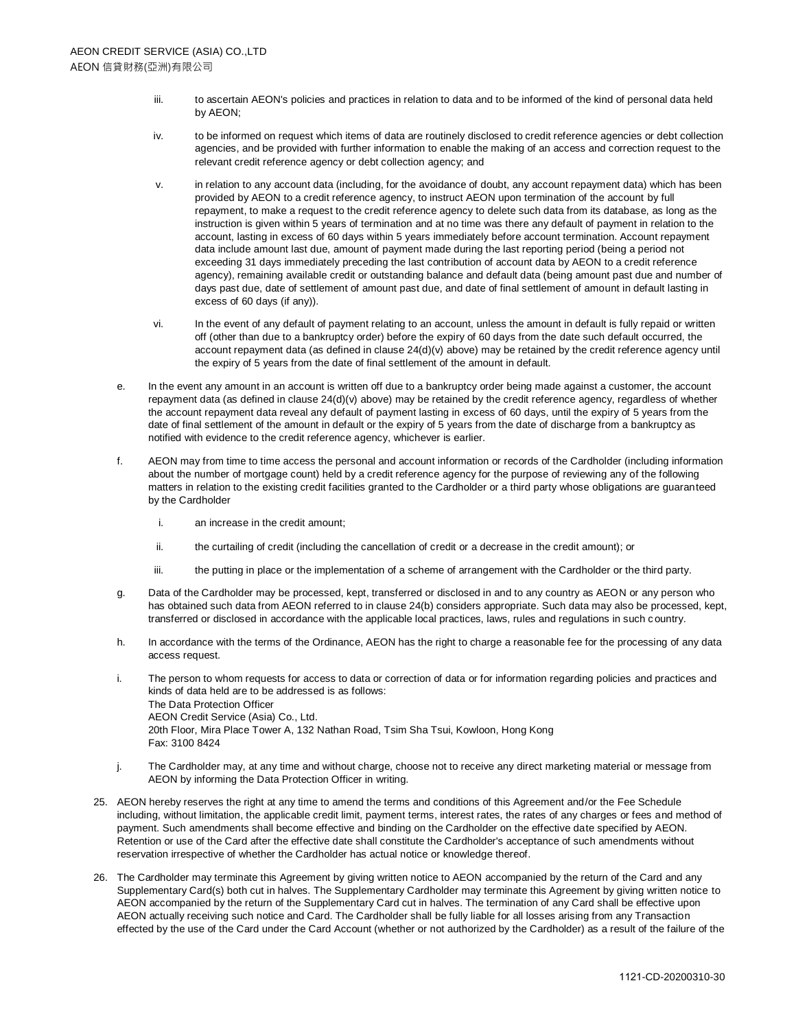iii. to ascertain AEON's policies and practices in relation to data and to be informed of the kind of personal data held by AEON;

iv. to be informed on request which items of data are routinely disclosed to credit reference agencies or debt collection agencies, and be provided with further information to enable the making of an access and correction request to the relevant credit reference agency or debt collection agency; and

v. in relation to any account data (including, for the avoidance of doubt, any account repayment data) which has been provided by AEON to a credit reference agency, to instruct AEON upon termination of the account by full repayment, to make a request to the credit reference agency to delete such data from its database, as long as the instruction is given within 5 years of termination and at no time was there any default of payment in relation to the account, lasting in excess of 60 days within 5 years immediately before account termination. Account repayment data include amount last due, amount of payment made during the last reporting period (being a period not exceeding 31 days immediately preceding the last contribution of account data by AEON to a credit reference agency), remaining available credit or outstanding balance and default data (being amount past due and number of days past due, date of settlement of amount past due, and date of final settlement of amount in default lasting in excess of 60 days (if any)).

vi. In the event of any default of payment relating to an account, unless the amount in default is fully repaid or written off (other than due to a bankruptcy order) before the expiry of 60 days from the date such default occurred, the account repayment data (as defined in clause 24(d)(v) above) may be retained by the credit reference agency until the expiry of 5 years from the date of final settlement of the amount in default.

e. In the event any amount in an account is written off due to a bankruptcy order being made against a customer, the account repayment data (as defined in clause 24(d)(v) above) may be retained by the credit reference agency, regardless of whether the account repayment data reveal any default of payment lasting in excess of 60 days, until the expiry of 5 years from the date of final settlement of the amount in default or the expiry of 5 years from the date of discharge from a bankruptcy as notified with evidence to the credit reference agency, whichever is earlier.

f. AEON may from time to time access the personal and account information or records of the Cardholder (including information about the number of mortgage count) held by a credit reference agency for the purpose of reviewing any of the following matters in relation to the existing credit facilities granted to the Cardholder or a third party whose obligations are guaranteed by the Cardholder

i. an increase in the credit amount;

ii. the curtailing of credit (including the cancellation of credit or a decrease in the credit amount); or

iii. the putting in place or the implementation of a scheme of arrangement with the Cardholder or the third party.

g. Data of the Cardholder may be processed, kept, transferred or disclosed in and to any country as AEON or any person who has obtained such data from AEON referred to in clause 24(b) considers appropriate. Such data may also be processed, kept, transferred or disclosed in accordance with the applicable local practices, laws, rules and regulations in such country.

h. In accordance with the terms of the Ordinance, AEON has the right to charge a reasonable fee for the processing of any data access request.

i. The person to whom requests for access to data or correction of data or for information regarding policies and practices and kinds of data held are to be addressed is as follows:
The Data Protection Officer
AEON Credit Service (Asia) Co., Ltd.
20th Floor, Mira Place Tower A, 132 Nathan Road, Tsim Sha Tsui, Kowloon, Hong Kong
Fax: 3100 8424

j. The Cardholder may, at any time and without charge, choose not to receive any direct marketing material or message from AEON by informing the Data Protection Officer in writing.

25. AEON hereby reserves the right at any time to amend the terms and conditions of this Agreement and/or the Fee Schedule including, without limitation, the applicable credit limit, payment terms, interest rates, the rates of any charges or fees and method of payment. Such amendments shall become effective and binding on the Cardholder on the effective date specified by AEON. Retention or use of the Card after the effective date shall constitute the Cardholder's acceptance of such amendments without reservation irrespective of whether the Cardholder has actual notice or knowledge thereof.

26. The Cardholder may terminate this Agreement by giving written notice to AEON accompanied by the return of the Card and any Supplementary Card(s) both cut in halves. The Supplementary Cardholder may terminate this Agreement by giving written notice to AEON accompanied by the return of the Supplementary Card cut in halves. The termination of any Card shall be effective upon AEON actually receiving such notice and Card. The Cardholder shall be fully liable for all losses arising from any Transaction effected by the use of the Card under the Card Account (whether or not authorized by the Cardholder) as a result of the failure of the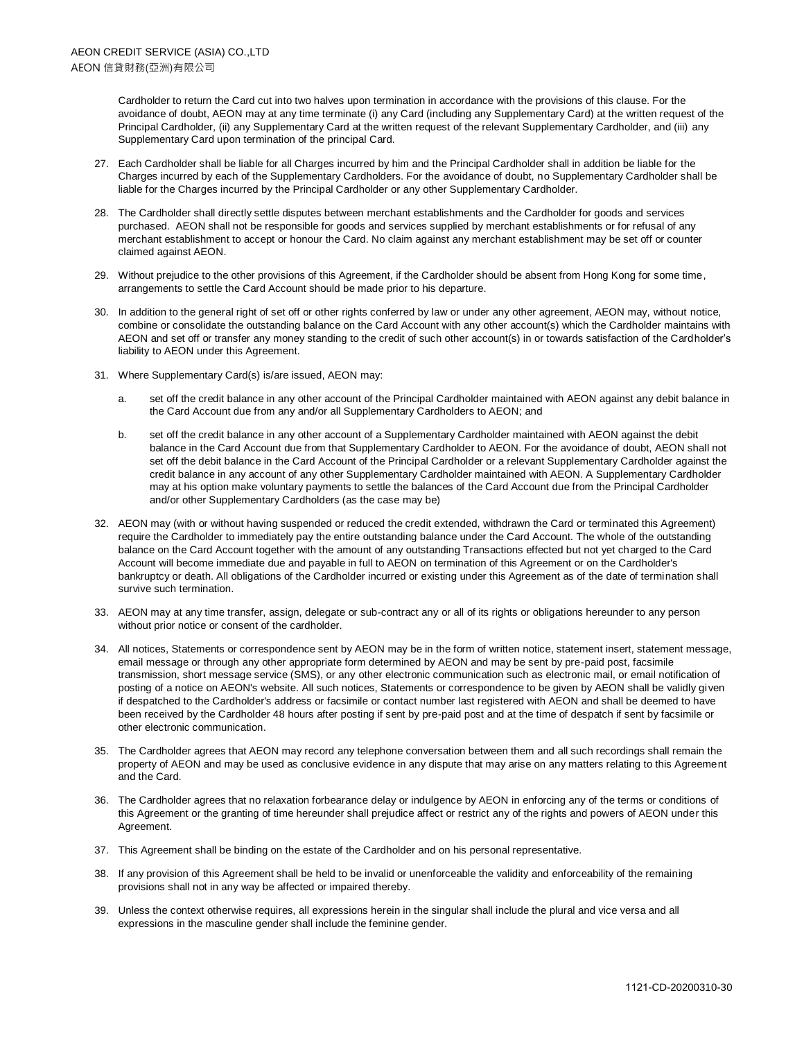Cardholder to return the Card cut into two halves upon termination in accordance with the provisions of this clause. For the avoidance of doubt, AEON may at any time terminate (i) any Card (including any Supplementary Card) at the written request of the Principal Cardholder, (ii) any Supplementary Card at the written request of the relevant Supplementary Cardholder, and (iii) any Supplementary Card upon termination of the principal Card.

27. Each Cardholder shall be liable for all Charges incurred by him and the Principal Cardholder shall in addition be liable for the Charges incurred by each of the Supplementary Cardholders. For the avoidance of doubt, no Supplementary Cardholder shall be liable for the Charges incurred by the Principal Cardholder or any other Supplementary Cardholder.

28. The Cardholder shall directly settle disputes between merchant establishments and the Cardholder for goods and services purchased. AEON shall not be responsible for goods and services supplied by merchant establishments or for refusal of any merchant establishment to accept or honour the Card. No claim against any merchant establishment may be set off or counter claimed against AEON.

29. Without prejudice to the other provisions of this Agreement, if the Cardholder should be absent from Hong Kong for some time, arrangements to settle the Card Account should be made prior to his departure.

30. In addition to the general right of set off or other rights conferred by law or under any other agreement, AEON may, without notice, combine or consolidate the outstanding balance on the Card Account with any other account(s) which the Cardholder maintains with AEON and set off or transfer any money standing to the credit of such other account(s) in or towards satisfaction of the Cardholder's liability to AEON under this Agreement.

31. Where Supplementary Card(s) is/are issued, AEON may:

    a. set off the credit balance in any other account of the Principal Cardholder maintained with AEON against any debit balance in the Card Account due from any and/or all Supplementary Cardholders to AEON; and

    b. set off the credit balance in any other account of a Supplementary Cardholder maintained with AEON against the debit balance in the Card Account due from that Supplementary Cardholder to AEON. For the avoidance of doubt, AEON shall not set off the debit balance in the Card Account of the Principal Cardholder or a relevant Supplementary Cardholder against the credit balance in any account of any other Supplementary Cardholder maintained with AEON. A Supplementary Cardholder may at his option make voluntary payments to settle the balances of the Card Account due from the Principal Cardholder and/or other Supplementary Cardholders (as the case may be)

32. AEON may (with or without having suspended or reduced the credit extended, withdrawn the Card or terminated this Agreement) require the Cardholder to immediately pay the entire outstanding balance under the Card Account. The whole of the outstanding balance on the Card Account together with the amount of any outstanding Transactions effected but not yet charged to the Card Account will become immediate due and payable in full to AEON on termination of this Agreement or on the Cardholder's bankruptcy or death. All obligations of the Cardholder incurred or existing under this Agreement as of the date of termination shall survive such termination.

33. AEON may at any time transfer, assign, delegate or sub-contract any or all of its rights or obligations hereunder to any person without prior notice or consent of the cardholder.

34. All notices, Statements or correspondence sent by AEON may be in the form of written notice, statement insert, statement message, email message or through any other appropriate form determined by AEON and may be sent by pre-paid post, facsimile transmission, short message service (SMS), or any other electronic communication such as electronic mail, or email notification of posting of a notice on AEON's website. All such notices, Statements or correspondence to be given by AEON shall be validly given if despatched to the Cardholder's address or facsimile or contact number last registered with AEON and shall be deemed to have been received by the Cardholder 48 hours after posting if sent by pre-paid post and at the time of despatch if sent by facsimile or other electronic communication.

35. The Cardholder agrees that AEON may record any telephone conversation between them and all such recordings shall remain the property of AEON and may be used as conclusive evidence in any dispute that may arise on any matters relating to this Agreement and the Card.

36. The Cardholder agrees that no relaxation forbearance delay or indulgence by AEON in enforcing any of the terms or conditions of this Agreement or the granting of time hereunder shall prejudice affect or restrict any of the rights and powers of AEON under this Agreement.

37. This Agreement shall be binding on the estate of the Cardholder and on his personal representative.

38. If any provision of this Agreement shall be held to be invalid or unenforceable the validity and enforceability of the remaining provisions shall not in any way be affected or impaired thereby.

39. Unless the context otherwise requires, all expressions herein in the singular shall include the plural and vice versa and all expressions in the masculine gender shall include the feminine gender.

1121-CD-20200310-30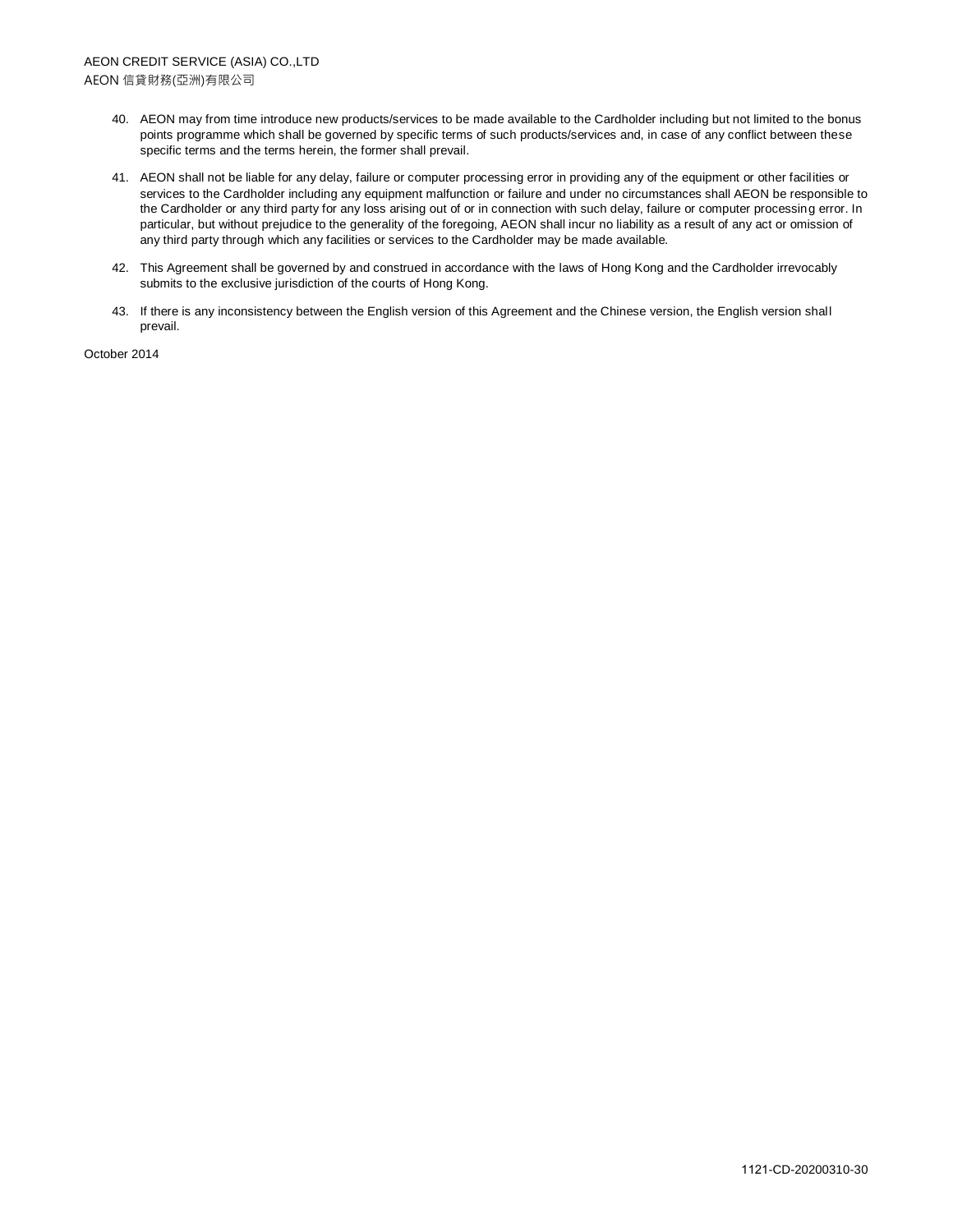40. AEON may from time introduce new products/services to be made available to the Cardholder including but not limited to the bonus points programme which shall be governed by specific terms of such products/services and, in case of any conflict between these specific terms and the terms herein, the former shall prevail.

41. AEON shall not be liable for any delay, failure or computer processing error in providing any of the equipment or other facilities or services to the Cardholder including any equipment malfunction or failure and under no circumstances shall AEON be responsible to the Cardholder or any third party for any loss arising out of or in connection with such delay, failure or computer processing error. In particular, but without prejudice to the generality of the foregoing, AEON shall incur no liability as a result of any act or omission of any third party through which any facilities or services to the Cardholder may be made available.

42. This Agreement shall be governed by and construed in accordance with the laws of Hong Kong and the Cardholder irrevocably submits to the exclusive jurisdiction of the courts of Hong Kong.

43. If there is any inconsistency between the English version of this Agreement and the Chinese version, the English version shall prevail.

October 2014

1121-CD-20200310-30